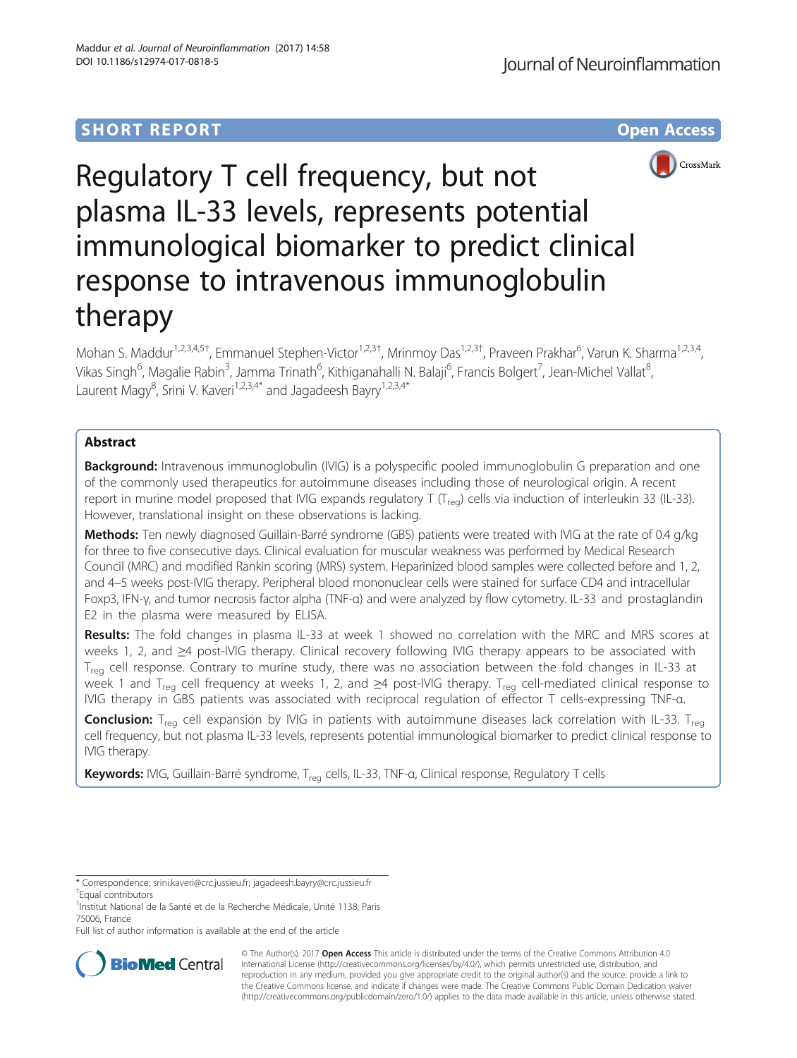SHORT REPORT

Open Access

# Regulatory T cell frequency, but not plasma IL-33 levels, represents potential immunological biomarker to predict clinical response to intravenous immunoglobulin therapy

Mohan S. Maddur[1,2,3,4,5†], Emmanuel Stephen-Victor[1,2,3†], Mrinmoy Das[1,2,3†], Praveen Prakhar[6], Varun K. Sharma[1,2,3,4], Vikas Singh[6], Magalie Rabin[3], Jamma Trinath[6], Kithiganahalli N. Balaji[6], Francis Bolgert[7], Jean-Michel Vallat[8], Laurent Magy[8], Srini V. Kaveri[1,2,3,4*] and Jagadeesh Bayry[1,2,3,4*]

## Abstract

**Background:** Intravenous immunoglobulin (IVIG) is a polyspecific pooled immunoglobulin G preparation and one of the commonly used therapeutics for autoimmune diseases including those of neurological origin. A recent report in murine model proposed that IVIG expands regulatory T ($T_{reg}$) cells via induction of interleukin 33 (IL-33). However, translational insight on these observations is lacking.

**Methods:** Ten newly diagnosed Guillain-Barré syndrome (GBS) patients were treated with IVIG at the rate of 0.4 g/kg for three to five consecutive days. Clinical evaluation for muscular weakness was performed by Medical Research Council (MRC) and modified Rankin scoring (MRS) system. Heparinized blood samples were collected before and 1, 2, and 4–5 weeks post-IVIG therapy. Peripheral blood mononuclear cells were stained for surface CD4 and intracellular Foxp3, IFN-γ, and tumor necrosis factor alpha (TNF-α) and were analyzed by flow cytometry. IL-33 and prostaglandin E2 in the plasma were measured by ELISA.

**Results:** The fold changes in plasma IL-33 at week 1 showed no correlation with the MRC and MRS scores at weeks 1, 2, and ≥4 post-IVIG therapy. Clinical recovery following IVIG therapy appears to be associated with $T_{reg}$ cell response. Contrary to murine study, there was no association between the fold changes in IL-33 at week 1 and $T_{reg}$ cell frequency at weeks 1, 2, and ≥4 post-IVIG therapy. $T_{reg}$ cell-mediated clinical response to IVIG therapy in GBS patients was associated with reciprocal regulation of effector T cells-expressing TNF-α.

**Conclusion:** $T_{reg}$ cell expansion by IVIG in patients with autoimmune diseases lack correlation with IL-33. $T_{reg}$ cell frequency, but not plasma IL-33 levels, represents potential immunological biomarker to predict clinical response to IVIG therapy.

**Keywords:** IVIG, Guillain-Barré syndrome, $T_{reg}$ cells, IL-33, TNF-α, Clinical response, Regulatory T cells

\* Correspondence: srini.kaveri@crc.jussieu.fr; jagadeesh.bayry@crc.jussieu.fr

†Equal contributors

[1]Institut National de la Santé et de la Recherche Médicale, Unité 1138, Paris 75006, France

Full list of author information is available at the end of the article

© The Author(s). 2017 **Open Access** This article is distributed under the terms of the Creative Commons Attribution 4.0 International License (http://creativecommons.org/licenses/by/4.0/), which permits unrestricted use, distribution, and reproduction in any medium, provided you give appropriate credit to the original author(s) and the source, provide a link to the Creative Commons license, and indicate if changes were made. The Creative Commons Public Domain Dedication waiver (http://creativecommons.org/publicdomain/zero/1.0/) applies to the data made available in this article, unless otherwise stated.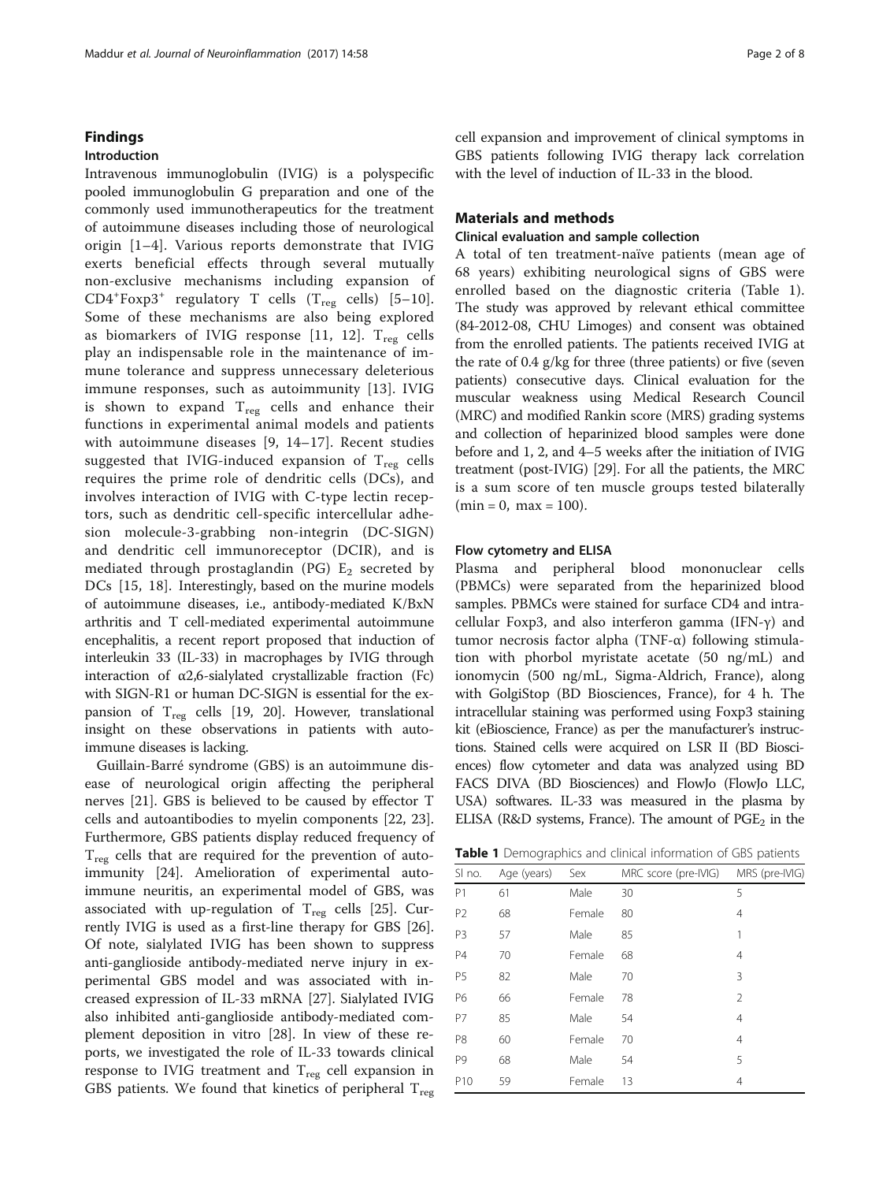## Findings

### Introduction

Intravenous immunoglobulin (IVIG) is a polyspecific pooled immunoglobulin G preparation and one of the commonly used immunotherapeutics for the treatment of autoimmune diseases including those of neurological origin [1–4]. Various reports demonstrate that IVIG exerts beneficial effects through several mutually non-exclusive mechanisms including expansion of $CD4^{+}Foxp3^{+}$ regulatory T cells ($T_{reg}$ cells) [5–10]. Some of these mechanisms are also being explored as biomarkers of IVIG response [11, 12]. $T_{reg}$ cells play an indispensable role in the maintenance of immune tolerance and suppress unnecessary deleterious immune responses, such as autoimmunity [13]. IVIG is shown to expand $T_{reg}$ cells and enhance their functions in experimental animal models and patients with autoimmune diseases [9, 14–17]. Recent studies suggested that IVIG-induced expansion of $T_{reg}$ cells requires the prime role of dendritic cells (DCs), and involves interaction of IVIG with C-type lectin receptors, such as dendritic cell-specific intercellular adhesion molecule-3-grabbing non-integrin (DC-SIGN) and dendritic cell immunoreceptor (DCIR), and is mediated through prostaglandin (PG) $E_2$ secreted by DCs [15, 18]. Interestingly, based on the murine models of autoimmune diseases, i.e., antibody-mediated K/BxN arthritis and T cell-mediated experimental autoimmune encephalitis, a recent report proposed that induction of interleukin 33 (IL-33) in macrophages by IVIG through interaction of α2,6-sialylated crystallizable fraction (Fc) with SIGN-R1 or human DC-SIGN is essential for the expansion of $T_{reg}$ cells [19, 20]. However, translational insight on these observations in patients with autoimmune diseases is lacking.

Guillain-Barré syndrome (GBS) is an autoimmune disease of neurological origin affecting the peripheral nerves [21]. GBS is believed to be caused by effector T cells and autoantibodies to myelin components [22, 23]. Furthermore, GBS patients display reduced frequency of $T_{reg}$ cells that are required for the prevention of autoimmunity [24]. Amelioration of experimental autoimmune neuritis, an experimental model of GBS, was associated with up-regulation of $T_{reg}$ cells [25]. Currently IVIG is used as a first-line therapy for GBS [26]. Of note, sialylated IVIG has been shown to suppress anti-ganglioside antibody-mediated nerve injury in experimental GBS model and was associated with increased expression of IL-33 mRNA [27]. Sialylated IVIG also inhibited anti-ganglioside antibody-mediated complement deposition in vitro [28]. In view of these reports, we investigated the role of IL-33 towards clinical response to IVIG treatment and $T_{reg}$ cell expansion in GBS patients. We found that kinetics of peripheral $T_{reg}$ cell expansion and improvement of clinical symptoms in GBS patients following IVIG therapy lack correlation with the level of induction of IL-33 in the blood.

## Materials and methods

### Clinical evaluation and sample collection

A total of ten treatment-naïve patients (mean age of 68 years) exhibiting neurological signs of GBS were enrolled based on the diagnostic criteria (Table 1). The study was approved by relevant ethical committee (84-2012-08, CHU Limoges) and consent was obtained from the enrolled patients. The patients received IVIG at the rate of 0.4 g/kg for three (three patients) or five (seven patients) consecutive days. Clinical evaluation for the muscular weakness using Medical Research Council (MRC) and modified Rankin score (MRS) grading systems and collection of heparinized blood samples were done before and 1, 2, and 4–5 weeks after the initiation of IVIG treatment (post-IVIG) [29]. For all the patients, the MRC is a sum score of ten muscle groups tested bilaterally (min = 0, max = 100).

### Flow cytometry and ELISA

Plasma and peripheral blood mononuclear cells (PBMCs) were separated from the heparinized blood samples. PBMCs were stained for surface CD4 and intracellular Foxp3, and also interferon gamma (IFN-γ) and tumor necrosis factor alpha (TNF-α) following stimulation with phorbol myristate acetate (50 ng/mL) and ionomycin (500 ng/mL, Sigma-Aldrich, France), along with GolgiStop (BD Biosciences, France), for 4 h. The intracellular staining was performed using Foxp3 staining kit (eBioscience, France) as per the manufacturer's instructions. Stained cells were acquired on LSR II (BD Biosciences) flow cytometer and data was analyzed using BD FACS DIVA (BD Biosciences) and FlowJo (FlowJo LLC, USA) softwares. IL-33 was measured in the plasma by ELISA (R&D systems, France). The amount of $PGE_2$ in the

**Table 1** Demographics and clinical information of GBS patients

| Sl no. | Age (years) | Sex | MRC score (pre-IVIG) | MRS (pre-IVIG) |
|---|---|---|---|---|
| P1 | 61 | Male | 30 | 5 |
| P2 | 68 | Female | 80 | 4 |
| P3 | 57 | Male | 85 | 1 |
| P4 | 70 | Female | 68 | 4 |
| P5 | 82 | Male | 70 | 3 |
| P6 | 66 | Female | 78 | 2 |
| P7 | 85 | Male | 54 | 4 |
| P8 | 60 | Female | 70 | 4 |
| P9 | 68 | Male | 54 | 5 |
| P10 | 59 | Female | 13 | 4 |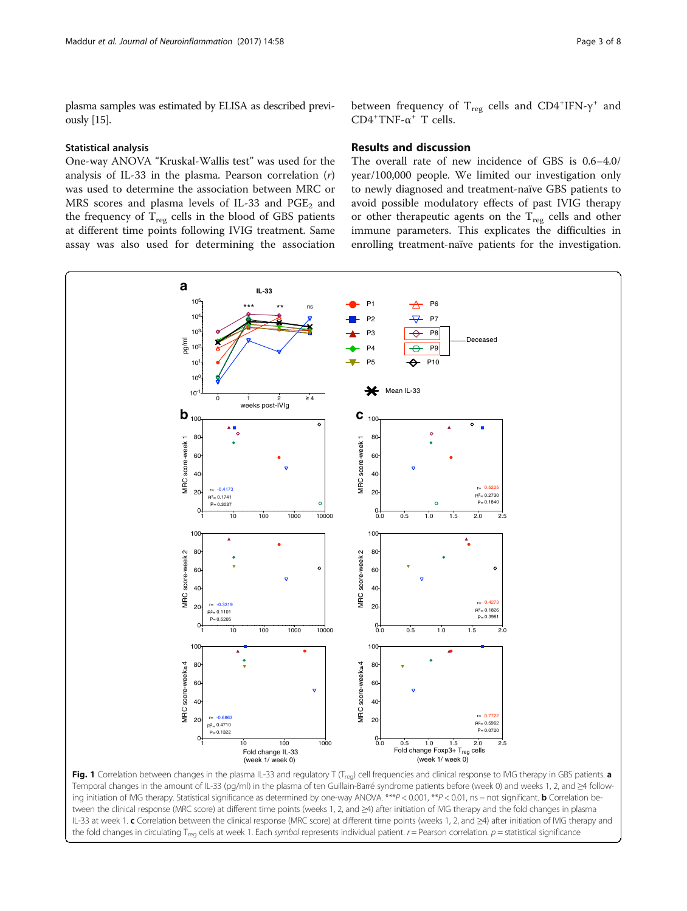plasma samples was estimated by ELISA as described previously [15].

### Statistical analysis

One-way ANOVA "Kruskal-Wallis test" was used for the analysis of IL-33 in the plasma. Pearson correlation (*r*) was used to determine the association between MRC or MRS scores and plasma levels of IL-33 and $PGE_2$ and the frequency of $T_{reg}$ cells in the blood of GBS patients at different time points following IVIG treatment. Same assay was also used for determining the association between frequency of $T_{reg}$ cells and $CD4^{+}IFN\text{-}\gamma^{+}$ and $CD4^{+}TNF\text{-}\alpha^{+}$ T cells.

## Results and discussion

The overall rate of new incidence of GBS is 0.6–4.0/year/100,000 people. We limited our investigation only to newly diagnosed and treatment-naïve GBS patients to avoid possible modulatory effects of past IVIG therapy or other therapeutic agents on the $T_{reg}$ cells and other immune parameters. This explicates the difficulties in enrolling treatment-naïve patients for the investigation.

**Fig. 1** Correlation between changes in the plasma IL-33 and regulatory T ($T_{reg}$) cell frequencies and clinical response to IVIG therapy in GBS patients. **a** Temporal changes in the amount of IL-33 (pg/ml) in the plasma of ten Guillain-Barré syndrome patients before (week 0) and weeks 1, 2, and ≥4 following initiation of IVIG therapy. Statistical significance as determined by one-way ANOVA. \*\*\*$P < 0.001$, \*\*$P < 0.01$, ns = not significant. **b** Correlation between the clinical response (MRC score) at different time points (weeks 1, 2, and ≥4) after initiation of IVIG therapy and the fold changes in plasma IL-33 at week 1. **c** Correlation between the clinical response (MRC score) at different time points (weeks 1, 2, and ≥4) after initiation of IVIG therapy and the fold changes in circulating $T_{reg}$ cells at week 1. Each *symbol* represents individual patient. *r* = Pearson correlation. *p* = statistical significance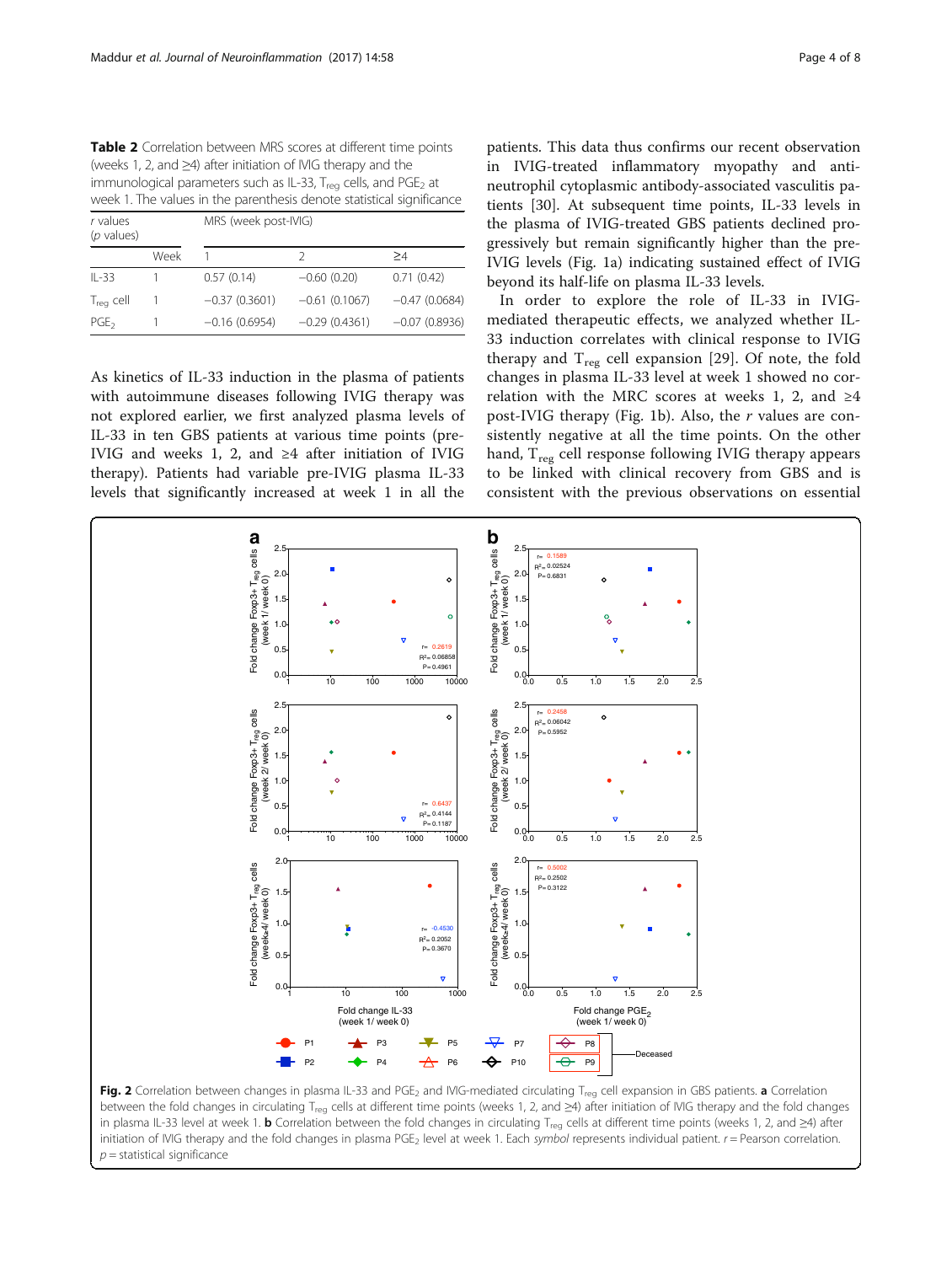**Table 2** Correlation between MRS scores at different time points (weeks 1, 2, and ≥4) after initiation of IVIG therapy and the immunological parameters such as IL-33, $T_{reg}$ cells, and $PGE_2$ at week 1. The values in the parenthesis denote statistical significance

| *r* values (*p* values) | | MRS (week post-IVIG) | | |
|---|---|---|---|---|
| | Week | 1 | 2 | ≥4 |
| IL-33 | 1 | 0.57 (0.14) | −0.60 (0.20) | 0.71 (0.42) |
| $T_{reg}$ cell | 1 | −0.37 (0.3601) | −0.61 (0.1067) | −0.47 (0.0684) |
| $PGE_2$ | 1 | −0.16 (0.6954) | −0.29 (0.4361) | −0.07 (0.8936) |

As kinetics of IL-33 induction in the plasma of patients with autoimmune diseases following IVIG therapy was not explored earlier, we first analyzed plasma levels of IL-33 in ten GBS patients at various time points (pre-IVIG and weeks 1, 2, and ≥4 after initiation of IVIG therapy). Patients had variable pre-IVIG plasma IL-33 levels that significantly increased at week 1 in all the patients. This data thus confirms our recent observation in IVIG-treated inflammatory myopathy and anti-neutrophil cytoplasmic antibody-associated vasculitis patients [30]. At subsequent time points, IL-33 levels in the plasma of IVIG-treated GBS patients declined progressively but remain significantly higher than the pre-IVIG levels (Fig. 1a) indicating sustained effect of IVIG beyond its half-life on plasma IL-33 levels.

In order to explore the role of IL-33 in IVIG-mediated therapeutic effects, we analyzed whether IL-33 induction correlates with clinical response to IVIG therapy and $T_{reg}$ cell expansion [29]. Of note, the fold changes in plasma IL-33 level at week 1 showed no correlation with the MRC scores at weeks 1, 2, and ≥4 post-IVIG therapy (Fig. 1b). Also, the *r* values are consistently negative at all the time points. On the other hand, $T_{reg}$ cell response following IVIG therapy appears to be linked with clinical recovery from GBS and is consistent with the previous observations on essential

**Fig. 2** Correlation between changes in plasma IL-33 and $PGE_2$ and IVIG-mediated circulating $T_{reg}$ cell expansion in GBS patients. **a** Correlation between the fold changes in circulating $T_{reg}$ cells at different time points (weeks 1, 2, and ≥4) after initiation of IVIG therapy and the fold changes in plasma IL-33 level at week 1. **b** Correlation between the fold changes in circulating $T_{reg}$ cells at different time points (weeks 1, 2, and ≥4) after initiation of IVIG therapy and the fold changes in plasma $PGE_2$ level at week 1. Each *symbol* represents individual patient. *r* = Pearson correlation. *p* = statistical significance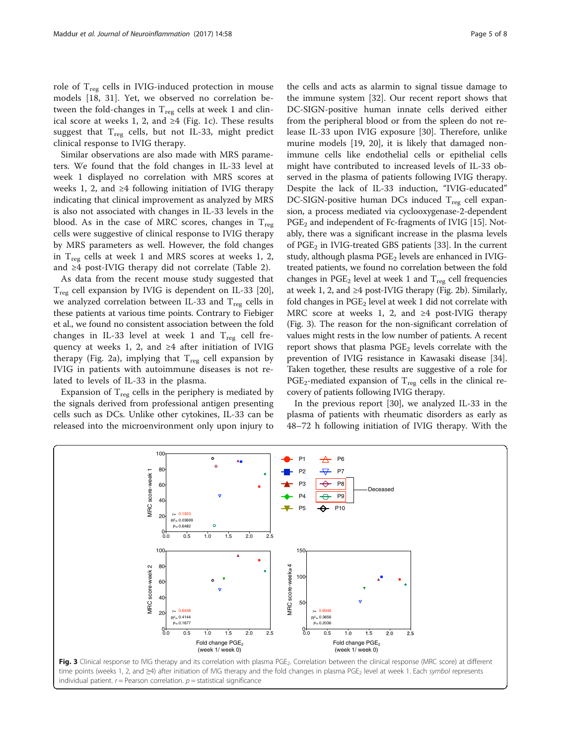role of $T_{reg}$ cells in IVIG-induced protection in mouse models [18, 31]. Yet, we observed no correlation between the fold-changes in $T_{reg}$ cells at week 1 and clinical score at weeks 1, 2, and ≥4 (Fig. 1c). These results suggest that $T_{reg}$ cells, but not IL-33, might predict clinical response to IVIG therapy.

Similar observations are also made with MRS parameters. We found that the fold changes in IL-33 level at week 1 displayed no correlation with MRS scores at weeks 1, 2, and ≥4 following initiation of IVIG therapy indicating that clinical improvement as analyzed by MRS is also not associated with changes in IL-33 levels in the blood. As in the case of MRC scores, changes in $T_{reg}$ cells were suggestive of clinical response to IVIG therapy by MRS parameters as well. However, the fold changes in $T_{reg}$ cells at week 1 and MRS scores at weeks 1, 2, and ≥4 post-IVIG therapy did not correlate (Table 2).

As data from the recent mouse study suggested that $T_{reg}$ cell expansion by IVIG is dependent on IL-33 [20], we analyzed correlation between IL-33 and $T_{reg}$ cells in these patients at various time points. Contrary to Fiebiger et al., we found no consistent association between the fold changes in IL-33 level at week 1 and $T_{reg}$ cell frequency at weeks 1, 2, and ≥4 after initiation of IVIG therapy (Fig. 2a), implying that $T_{reg}$ cell expansion by IVIG in patients with autoimmune diseases is not related to levels of IL-33 in the plasma.

Expansion of $T_{reg}$ cells in the periphery is mediated by the signals derived from professional antigen presenting cells such as DCs. Unlike other cytokines, IL-33 can be released into the microenvironment only upon injury to the cells and acts as alarmin to signal tissue damage to the immune system [32]. Our recent report shows that DC-SIGN-positive human innate cells derived either from the peripheral blood or from the spleen do not release IL-33 upon IVIG exposure [30]. Therefore, unlike murine models [19, 20], it is likely that damaged non-immune cells like endothelial cells or epithelial cells might have contributed to increased levels of IL-33 observed in the plasma of patients following IVIG therapy. Despite the lack of IL-33 induction, "IVIG-educated" DC-SIGN-positive human DCs induced $T_{reg}$ cell expansion, a process mediated via cyclooxygenase-2-dependent $PGE_2$ and independent of Fc-fragments of IVIG [15]. Notably, there was a significant increase in the plasma levels of $PGE_2$ in IVIG-treated GBS patients [33]. In the current study, although plasma $PGE_2$ levels are enhanced in IVIG-treated patients, we found no correlation between the fold changes in $PGE_2$ level at week 1 and $T_{reg}$ cell frequencies at week 1, 2, and ≥4 post-IVIG therapy (Fig. 2b). Similarly, fold changes in $PGE_2$ level at week 1 did not correlate with MRC score at weeks 1, 2, and ≥4 post-IVIG therapy (Fig. 3). The reason for the non-significant correlation of values might rests in the low number of patients. A recent report shows that plasma $PGE_2$ levels correlate with the prevention of IVIG resistance in Kawasaki disease [34]. Taken together, these results are suggestive of a role for $PGE_2$-mediated expansion of $T_{reg}$ cells in the clinical recovery of patients following IVIG therapy.

In the previous report [30], we analyzed IL-33 in the plasma of patients with rheumatic disorders as early as 48–72 h following initiation of IVIG therapy. With the

**Fig. 3** Clinical response to IVIG therapy and its correlation with plasma $PGE_2$. Correlation between the clinical response (MRC score) at different time points (weeks 1, 2, and ≥4) after initiation of IVIG therapy and the fold changes in plasma $PGE_2$ level at week 1. Each *symbol* represents individual patient. *r* = Pearson correlation. *p* = statistical significance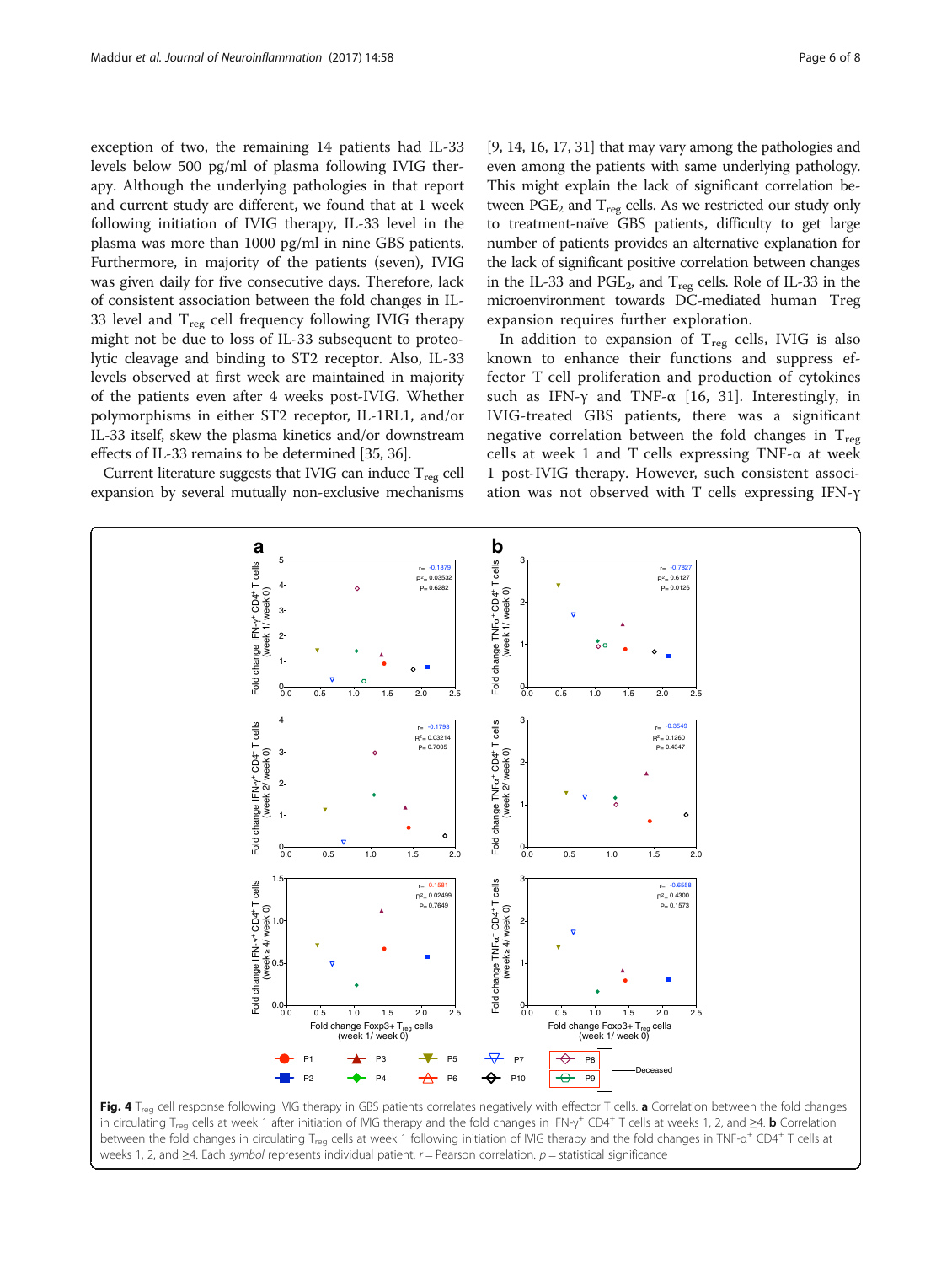exception of two, the remaining 14 patients had IL-33 levels below 500 pg/ml of plasma following IVIG therapy. Although the underlying pathologies in that report and current study are different, we found that at 1 week following initiation of IVIG therapy, IL-33 level in the plasma was more than 1000 pg/ml in nine GBS patients. Furthermore, in majority of the patients (seven), IVIG was given daily for five consecutive days. Therefore, lack of consistent association between the fold changes in IL-33 level and $T_{reg}$ cell frequency following IVIG therapy might not be due to loss of IL-33 subsequent to proteolytic cleavage and binding to ST2 receptor. Also, IL-33 levels observed at first week are maintained in majority of the patients even after 4 weeks post-IVIG. Whether polymorphisms in either ST2 receptor, IL-1RL1, and/or IL-33 itself, skew the plasma kinetics and/or downstream effects of IL-33 remains to be determined [35, 36].

Current literature suggests that IVIG can induce $T_{reg}$ cell expansion by several mutually non-exclusive mechanisms [9, 14, 16, 17, 31] that may vary among the pathologies and even among the patients with same underlying pathology. This might explain the lack of significant correlation between $PGE_2$ and $T_{reg}$ cells. As we restricted our study only to treatment-naïve GBS patients, difficulty to get large number of patients provides an alternative explanation for the lack of significant positive correlation between changes in the IL-33 and $PGE_2$, and $T_{reg}$ cells. Role of IL-33 in the microenvironment towards DC-mediated human Treg expansion requires further exploration.

In addition to expansion of $T_{reg}$ cells, IVIG is also known to enhance their functions and suppress effector T cell proliferation and production of cytokines such as IFN-γ and TNF-α [16, 31]. Interestingly, in IVIG-treated GBS patients, there was a significant negative correlation between the fold changes in $T_{reg}$ cells at week 1 and T cells expressing TNF-α at week 1 post-IVIG therapy. However, such consistent association was not observed with T cells expressing IFN-γ

**Fig. 4** $T_{reg}$ cell response following IVIG therapy in GBS patients correlates negatively with effector T cells. **a** Correlation between the fold changes in circulating $T_{reg}$ cells at week 1 after initiation of IVIG therapy and the fold changes in IFN-$\gamma^+$ $CD4^+$ T cells at weeks 1, 2, and ≥4. **b** Correlation between the fold changes in circulating $T_{reg}$ cells at week 1 following initiation of IVIG therapy and the fold changes in TNF-$\alpha^+$ $CD4^+$ T cells at weeks 1, 2, and ≥4. Each *symbol* represents individual patient. *r* = Pearson correlation. *p* = statistical significance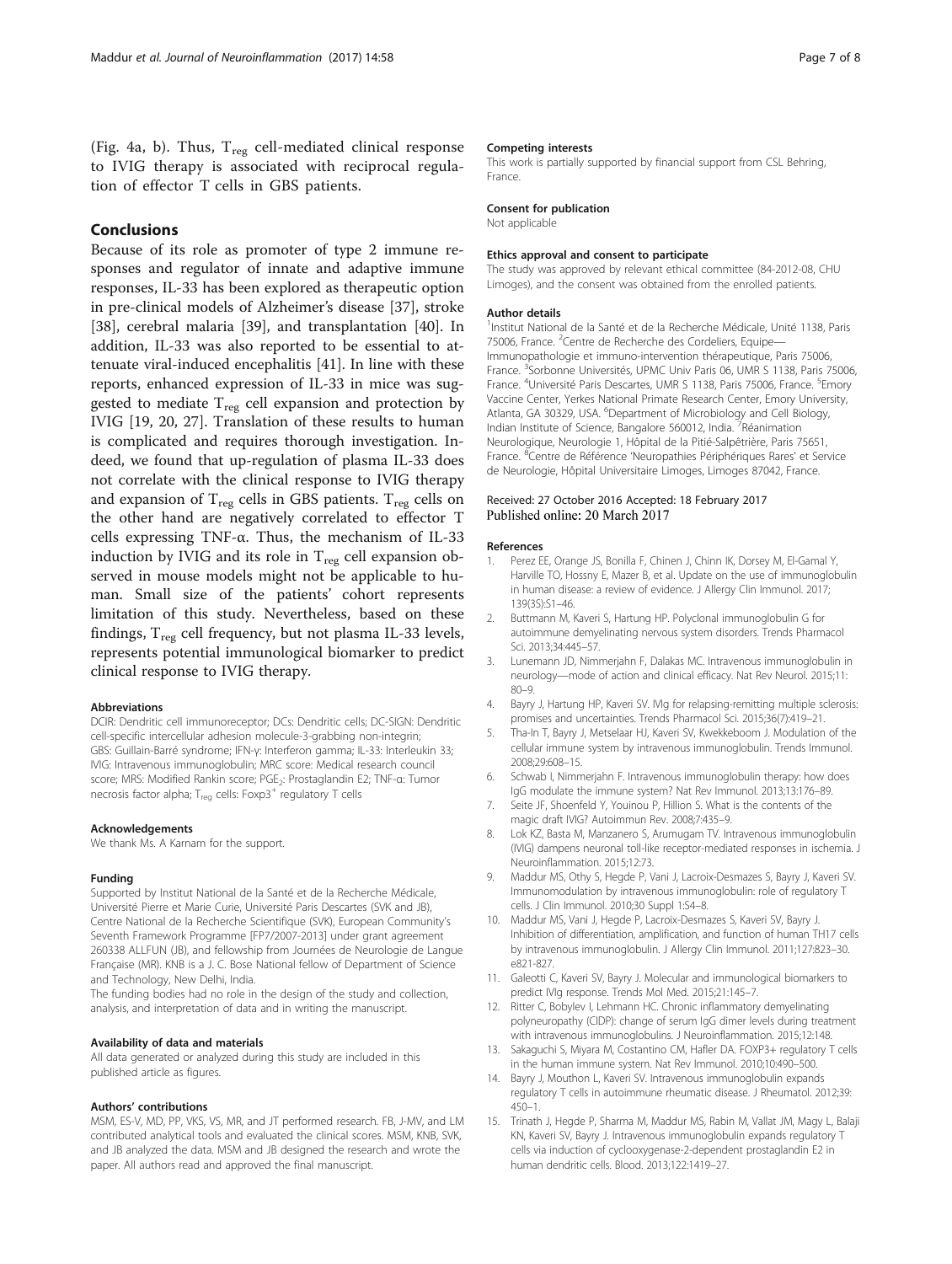(Fig. 4a, b). Thus, $T_{reg}$ cell-mediated clinical response to IVIG therapy is associated with reciprocal regulation of effector T cells in GBS patients.

## Conclusions

Because of its role as promoter of type 2 immune responses and regulator of innate and adaptive immune responses, IL-33 has been explored as therapeutic option in pre-clinical models of Alzheimer's disease [37], stroke [38], cerebral malaria [39], and transplantation [40]. In addition, IL-33 was also reported to be essential to attenuate viral-induced encephalitis [41]. In line with these reports, enhanced expression of IL-33 in mice was suggested to mediate $T_{reg}$ cell expansion and protection by IVIG [19, 20, 27]. Translation of these results to human is complicated and requires thorough investigation. Indeed, we found that up-regulation of plasma IL-33 does not correlate with the clinical response to IVIG therapy and expansion of $T_{reg}$ cells in GBS patients. $T_{reg}$ cells on the other hand are negatively correlated to effector T cells expressing TNF-α. Thus, the mechanism of IL-33 induction by IVIG and its role in $T_{reg}$ cell expansion observed in mouse models might not be applicable to human. Small size of the patients' cohort represents limitation of this study. Nevertheless, based on these findings, $T_{reg}$ cell frequency, but not plasma IL-33 levels, represents potential immunological biomarker to predict clinical response to IVIG therapy.

#### Abbreviations

DCIR: Dendritic cell immunoreceptor; DCs: Dendritic cells; DC-SIGN: Dendritic cell-specific intercellular adhesion molecule-3-grabbing non-integrin; GBS: Guillain-Barré syndrome; IFN-γ: Interferon gamma; IL-33: Interleukin 33; IVIG: Intravenous immunoglobulin; MRC score: Medical research council score; MRS: Modified Rankin score; $PGE_2$: Prostaglandin E2; TNF-α: Tumor necrosis factor alpha; $T_{reg}$ cells: $Foxp3^+$ regulatory T cells

#### Acknowledgements

We thank Ms. A Karnam for the support.

#### Funding

Supported by Institut National de la Santé et de la Recherche Médicale, Université Pierre et Marie Curie, Université Paris Descartes (SVK and JB), Centre National de la Recherche Scientifique (SVK), European Community's Seventh Framework Programme [FP7/2007-2013] under grant agreement 260338 ALLFUN (JB), and fellowship from Journées de Neurologie de Langue Française (MR). KNB is a J. C. Bose National fellow of Department of Science and Technology, New Delhi, India.

The funding bodies had no role in the design of the study and collection, analysis, and interpretation of data and in writing the manuscript.

#### Availability of data and materials

All data generated or analyzed during this study are included in this published article as figures.

#### Authors' contributions

MSM, ES-V, MD, PP, VKS, VS, MR, and JT performed research. FB, J-MV, and LM contributed analytical tools and evaluated the clinical scores. MSM, KNB, SVK, and JB analyzed the data. MSM and JB designed the research and wrote the paper. All authors read and approved the final manuscript.

#### Competing interests

This work is partially supported by financial support from CSL Behring, France.

#### Consent for publication

Not applicable

#### Ethics approval and consent to participate

The study was approved by relevant ethical committee (84-2012-08, CHU Limoges), and the consent was obtained from the enrolled patients.

#### Author details

[1]Institut National de la Santé et de la Recherche Médicale, Unité 1138, Paris 75006, France. [2]Centre de Recherche des Cordeliers, Equipe—Immunopathologie et immuno-intervention thérapeutique, Paris 75006, France. [3]Sorbonne Universités, UPMC Univ Paris 06, UMR S 1138, Paris 75006, France. [4]Université Paris Descartes, UMR S 1138, Paris 75006, France. [5]Emory Vaccine Center, Yerkes National Primate Research Center, Emory University, Atlanta, GA 30329, USA. [6]Department of Microbiology and Cell Biology, Indian Institute of Science, Bangalore 560012, India. [7]Réanimation Neurologique, Neurologie 1, Hôpital de la Pitié-Salpêtrière, Paris 75651, France. [8]Centre de Référence 'Neuropathies Périphériques Rares' et Service de Neurologie, Hôpital Universitaire Limoges, Limoges 87042, France.

Received: 27 October 2016 Accepted: 18 February 2017
Published online: 20 March 2017

#### References

1. Perez EE, Orange JS, Bonilla F, Chinen J, Chinn IK, Dorsey M, El-Gamal Y, Harville TO, Hossny E, Mazer B, et al. Update on the use of immunoglobulin in human disease: a review of evidence. J Allergy Clin Immunol. 2017; 139(3S):S1–46.
2. Buttmann M, Kaveri S, Hartung HP. Polyclonal immunoglobulin G for autoimmune demyelinating nervous system disorders. Trends Pharmacol Sci. 2013;34:445–57.
3. Lunemann JD, Nimmerjahn F, Dalakas MC. Intravenous immunoglobulin in neurology—mode of action and clinical efficacy. Nat Rev Neurol. 2015;11: 80–9.
4. Bayry J, Hartung HP, Kaveri SV. IVIg for relapsing-remitting multiple sclerosis: promises and uncertainties. Trends Pharmacol Sci. 2015;36(7):419–21.
5. Tha-In T, Bayry J, Metselaar HJ, Kaveri SV, Kwekkeboom J. Modulation of the cellular immune system by intravenous immunoglobulin. Trends Immunol. 2008;29:608–15.
6. Schwab I, Nimmerjahn F. Intravenous immunoglobulin therapy: how does IgG modulate the immune system? Nat Rev Immunol. 2013;13:176–89.
7. Seite JF, Shoenfeld Y, Youinou P, Hillion S. What is the contents of the magic draft IVIG? Autoimmun Rev. 2008;7:435–9.
8. Lok KZ, Basta M, Manzanero S, Arumugam TV. Intravenous immunoglobulin (IVIG) dampens neuronal toll-like receptor-mediated responses in ischemia. J Neuroinflammation. 2015;12:73.
9. Maddur MS, Othy S, Hegde P, Vani J, Lacroix-Desmazes S, Bayry J, Kaveri SV. Immunomodulation by intravenous immunoglobulin: role of regulatory T cells. J Clin Immunol. 2010;30 Suppl 1:S4–8.
10. Maddur MS, Vani J, Hegde P, Lacroix-Desmazes S, Kaveri SV, Bayry J. Inhibition of differentiation, amplification, and function of human TH17 cells by intravenous immunoglobulin. J Allergy Clin Immunol. 2011;127:823–30. e821-827.
11. Galeotti C, Kaveri SV, Bayry J. Molecular and immunological biomarkers to predict IVIg response. Trends Mol Med. 2015;21:145–7.
12. Ritter C, Bobylev I, Lehmann HC. Chronic inflammatory demyelinating polyneuropathy (CIDP): change of serum IgG dimer levels during treatment with intravenous immunoglobulins. J Neuroinflammation. 2015;12:148.
13. Sakaguchi S, Miyara M, Costantino CM, Hafler DA. FOXP3+ regulatory T cells in the human immune system. Nat Rev Immunol. 2010;10:490–500.
14. Bayry J, Mouthon L, Kaveri SV. Intravenous immunoglobulin expands regulatory T cells in autoimmune rheumatic disease. J Rheumatol. 2012;39: 450–1.
15. Trinath J, Hegde P, Sharma M, Maddur MS, Rabin M, Vallat JM, Magy L, Balaji KN, Kaveri SV, Bayry J. Intravenous immunoglobulin expands regulatory T cells via induction of cyclooxygenase-2-dependent prostaglandin E2 in human dendritic cells. Blood. 2013;122:1419–27.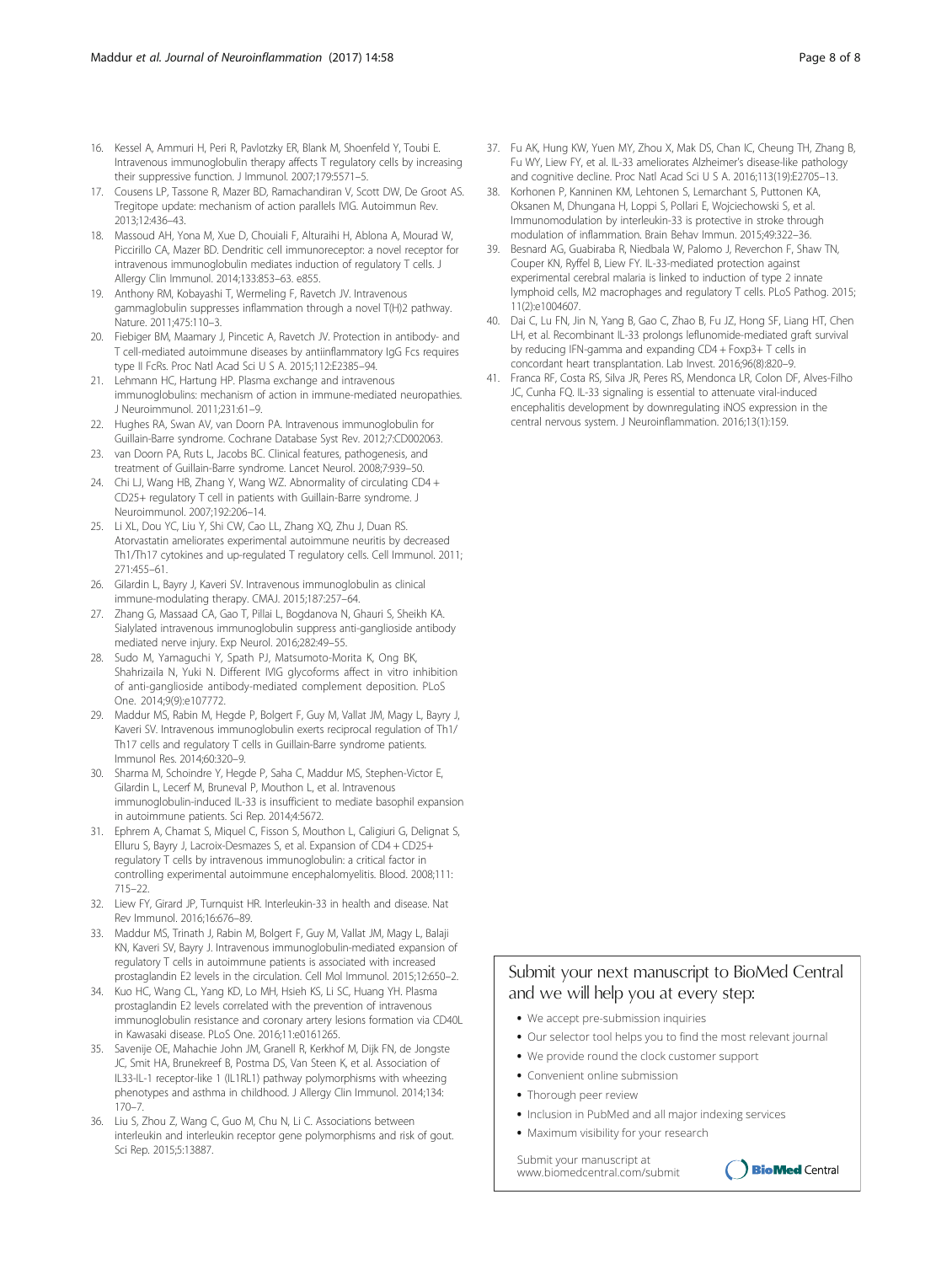16. Kessel A, Ammuri H, Peri R, Pavlotzky ER, Blank M, Shoenfeld Y, Toubi E. Intravenous immunoglobulin therapy affects T regulatory cells by increasing their suppressive function. J Immunol. 2007;179:5571–5.
17. Cousens LP, Tassone R, Mazer BD, Ramachandiran V, Scott DW, De Groot AS. Tregitope update: mechanism of action parallels IVIG. Autoimmun Rev. 2013;12:436–43.
18. Massoud AH, Yona M, Xue D, Chouiali F, Alturaihi H, Ablona A, Mourad W, Piccirillo CA, Mazer BD. Dendritic cell immunoreceptor: a novel receptor for intravenous immunoglobulin mediates induction of regulatory T cells. J Allergy Clin Immunol. 2014;133:853–63. e855.
19. Anthony RM, Kobayashi T, Wermeling F, Ravetch JV. Intravenous gammaglobulin suppresses inflammation through a novel T(H)2 pathway. Nature. 2011;475:110–3.
20. Fiebiger BM, Maamary J, Pincetic A, Ravetch JV. Protection in antibody- and T cell-mediated autoimmune diseases by antiinflammatory IgG Fcs requires type II FcRs. Proc Natl Acad Sci U S A. 2015;112:E2385–94.
21. Lehmann HC, Hartung HP. Plasma exchange and intravenous immunoglobulins: mechanism of action in immune-mediated neuropathies. J Neuroimmunol. 2011;231:61–9.
22. Hughes RA, Swan AV, van Doorn PA. Intravenous immunoglobulin for Guillain-Barre syndrome. Cochrane Database Syst Rev. 2012;7:CD002063.
23. van Doorn PA, Ruts L, Jacobs BC. Clinical features, pathogenesis, and treatment of Guillain-Barre syndrome. Lancet Neurol. 2008;7:939–50.
24. Chi LJ, Wang HB, Zhang Y, Wang WZ. Abnormality of circulating CD4 + CD25+ regulatory T cell in patients with Guillain-Barre syndrome. J Neuroimmunol. 2007;192:206–14.
25. Li XL, Dou YC, Liu Y, Shi CW, Cao LL, Zhang XQ, Zhu J, Duan RS. Atorvastatin ameliorates experimental autoimmune neuritis by decreased Th1/Th17 cytokines and up-regulated T regulatory cells. Cell Immunol. 2011;271:455–61.
26. Gilardin L, Bayry J, Kaveri SV. Intravenous immunoglobulin as clinical immune-modulating therapy. CMAJ. 2015;187:257–64.
27. Zhang G, Massaad CA, Gao T, Pillai L, Bogdanova N, Ghauri S, Sheikh KA. Sialylated intravenous immunoglobulin suppress anti-ganglioside antibody mediated nerve injury. Exp Neurol. 2016;282:49–55.
28. Sudo M, Yamaguchi Y, Spath PJ, Matsumoto-Morita K, Ong BK, Shahrizaila N, Yuki N. Different IVIG glycoforms affect in vitro inhibition of anti-ganglioside antibody-mediated complement deposition. PLoS One. 2014;9(9):e107772.
29. Maddur MS, Rabin M, Hegde P, Bolgert F, Guy M, Vallat JM, Magy L, Bayry J, Kaveri SV. Intravenous immunoglobulin exerts reciprocal regulation of Th1/Th17 cells and regulatory T cells in Guillain-Barre syndrome patients. Immunol Res. 2014;60:320–9.
30. Sharma M, Schoindre Y, Hegde P, Saha C, Maddur MS, Stephen-Victor E, Gilardin L, Lecerf M, Bruneval P, Mouthon L, et al. Intravenous immunoglobulin-induced IL-33 is insufficient to mediate basophil expansion in autoimmune patients. Sci Rep. 2014;4:5672.
31. Ephrem A, Chamat S, Miquel C, Fisson S, Mouthon L, Caligiuri G, Delignat S, Elluru S, Bayry J, Lacroix-Desmazes S, et al. Expansion of CD4 + CD25+ regulatory T cells by intravenous immunoglobulin: a critical factor in controlling experimental autoimmune encephalomyelitis. Blood. 2008;111:715–22.
32. Liew FY, Girard JP, Turnquist HR. Interleukin-33 in health and disease. Nat Rev Immunol. 2016;16:676–89.
33. Maddur MS, Trinath J, Rabin M, Bolgert F, Guy M, Vallat JM, Magy L, Balaji KN, Kaveri SV, Bayry J. Intravenous immunoglobulin-mediated expansion of regulatory T cells in autoimmune patients is associated with increased prostaglandin E2 levels in the circulation. Cell Mol Immunol. 2015;12:650–2.
34. Kuo HC, Wang CL, Yang KD, Lo MH, Hsieh KS, Li SC, Huang YH. Plasma prostaglandin E2 levels correlated with the prevention of intravenous immunoglobulin resistance and coronary artery lesions formation via CD40L in Kawasaki disease. PLoS One. 2016;11:e0161265.
35. Savenije OE, Mahachie John JM, Granell R, Kerkhof M, Dijk FN, de Jongste JC, Smit HA, Brunekreef B, Postma DS, Van Steen K, et al. Association of IL33-IL-1 receptor-like 1 (IL1RL1) pathway polymorphisms with wheezing phenotypes and asthma in childhood. J Allergy Clin Immunol. 2014;134:170–7.
36. Liu S, Zhou Z, Wang C, Guo M, Chu N, Li C. Associations between interleukin and interleukin receptor gene polymorphisms and risk of gout. Sci Rep. 2015;5:13887.
37. Fu AK, Hung KW, Yuen MY, Zhou X, Mak DS, Chan IC, Cheung TH, Zhang B, Fu WY, Liew FY, et al. IL-33 ameliorates Alzheimer's disease-like pathology and cognitive decline. Proc Natl Acad Sci U S A. 2016;113(19):E2705–13.
38. Korhonen P, Kanninen KM, Lehtonen S, Lemarchant S, Puttonen KA, Oksanen M, Dhungana H, Loppi S, Pollari E, Wojciechowski S, et al. Immunomodulation by interleukin-33 is protective in stroke through modulation of inflammation. Brain Behav Immun. 2015;49:322–36.
39. Besnard AG, Guabiraba R, Niedbala W, Palomo J, Reverchon F, Shaw TN, Couper KN, Ryffel B, Liew FY. IL-33-mediated protection against experimental cerebral malaria is linked to induction of type 2 innate lymphoid cells, M2 macrophages and regulatory T cells. PLoS Pathog. 2015;11(2):e1004607.
40. Dai C, Lu FN, Jin N, Yang B, Gao C, Zhao B, Fu JZ, Hong SF, Liang HT, Chen LH, et al. Recombinant IL-33 prolongs leflunomide-mediated graft survival by reducing IFN-gamma and expanding CD4 + Foxp3+ T cells in concordant heart transplantation. Lab Invest. 2016;96(8):820–9.
41. Franca RF, Costa RS, Silva JR, Peres RS, Mendonca LR, Colon DF, Alves-Filho JC, Cunha FQ. IL-33 signaling is essential to attenuate viral-induced encephalitis development by downregulating iNOS expression in the central nervous system. J Neuroinflammation. 2016;13(1):159.

Submit your next manuscript to BioMed Central and we will help you at every step:

- We accept pre-submission inquiries
- Our selector tool helps you to find the most relevant journal
- We provide round the clock customer support
- Convenient online submission
- Thorough peer review
- Inclusion in PubMed and all major indexing services
- Maximum visibility for your research

Submit your manuscript at www.biomedcentral.com/submit

BioMed Central